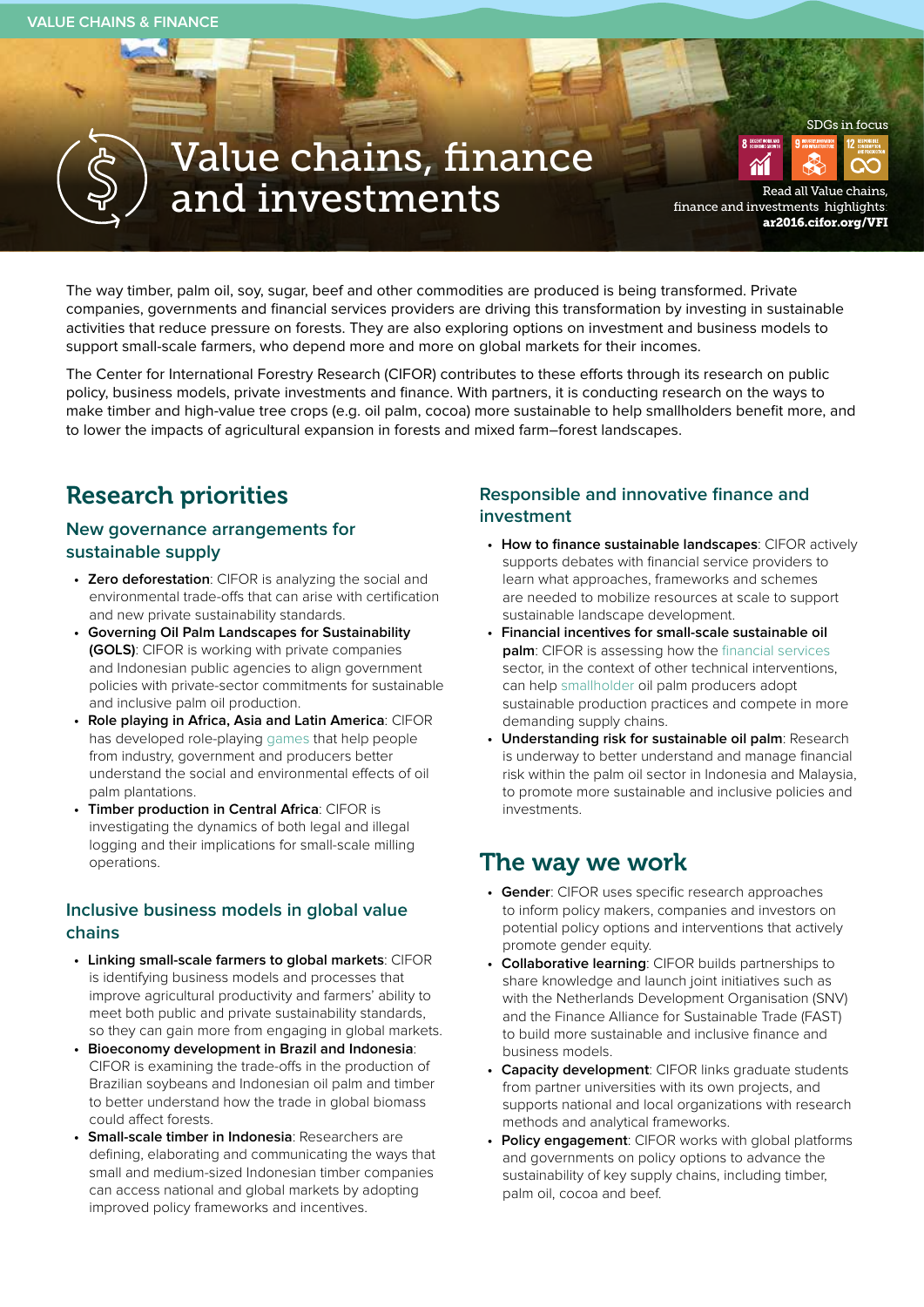VALUE CHAINS & FINANCE

# Value chains, finance and investments

SDGs in focus

Read all Value chains, finance and investments highlights: **ar2016.cifor.org/VFI**

The way timber, palm oil, soy, sugar, beef and other commodities are produced is being transformed. Private companies, governments and financial services providers are driving this transformation by investing in sustainable activities that reduce pressure on forests. They are also exploring options on investment and business models to support small-scale farmers, who depend more and more on global markets for their incomes.

The Center for International Forestry Research (CIFOR) contributes to these efforts through its research on public policy, business models, private investments and finance. With partners, it is conducting research on the ways to make timber and high-value tree crops (e.g. oil palm, cocoa) more sustainable to help smallholders benefit more, and to lower the impacts of agricultural expansion in forests and mixed farm–forest landscapes.

## Research priorities

### New governance arrangements for sustainable supply

- **Zero deforestation**: CIFOR is analyzing the social and environmental trade-offs that can arise with certification and new private sustainability standards.
- **Governing Oil Palm Landscapes for Sustainability (GOLS)**: CIFOR is working with private companies and Indonesian public agencies to align government policies with private-sector commitments for sustainable and inclusive palm oil production.
- **Role playing in Africa, Asia and Latin America**: CIFOR has developed role-playing games that help people from industry, government and producers better understand the social and environmental effects of oil palm plantations.
- **Timber production in Central Africa**: CIFOR is investigating the dynamics of both legal and illegal logging and their implications for small-scale milling operations.

### Inclusive business models in global value chains

- **Linking small-scale farmers to global markets**: CIFOR is identifying business models and processes that improve agricultural productivity and farmers' ability to meet both public and private sustainability standards, so they can gain more from engaging in global markets.
- **Bioeconomy development in Brazil and Indonesia**: CIFOR is examining the trade-offs in the production of Brazilian soybeans and Indonesian oil palm and timber to better understand how the trade in global biomass could affect forests.
- **Small-scale timber in Indonesia**: Researchers are defining, elaborating and communicating the ways that small and medium-sized Indonesian timber companies can access national and global markets by adopting improved policy frameworks and incentives.

### Responsible and innovative finance and investment

- **How to finance sustainable landscapes**: CIFOR actively supports debates with financial service providers to learn what approaches, frameworks and schemes are needed to mobilize resources at scale to support sustainable landscape development.
- **Financial incentives for small-scale sustainable oil palm**: CIFOR is assessing how the financial services sector, in the context of other technical interventions, can help smallholder oil palm producers adopt sustainable production practices and compete in more demanding supply chains.
- **Understanding risk for sustainable oil palm**: Research is underway to better understand and manage financial risk within the palm oil sector in Indonesia and Malaysia, to promote more sustainable and inclusive policies and investments.

## The way we work

- **Gender**: CIFOR uses specific research approaches to inform policy makers, companies and investors on potential policy options and interventions that actively promote gender equity.
- **Collaborative learning**: CIFOR builds partnerships to share knowledge and launch joint initiatives such as with the Netherlands Development Organisation (SNV) and the Finance Alliance for Sustainable Trade (FAST) to build more sustainable and inclusive finance and business models.
- **Capacity development**: CIFOR links graduate students from partner universities with its own projects, and supports national and local organizations with research methods and analytical frameworks.
- **Policy engagement**: CIFOR works with global platforms and governments on policy options to advance the sustainability of key supply chains, including timber, palm oil, cocoa and beef.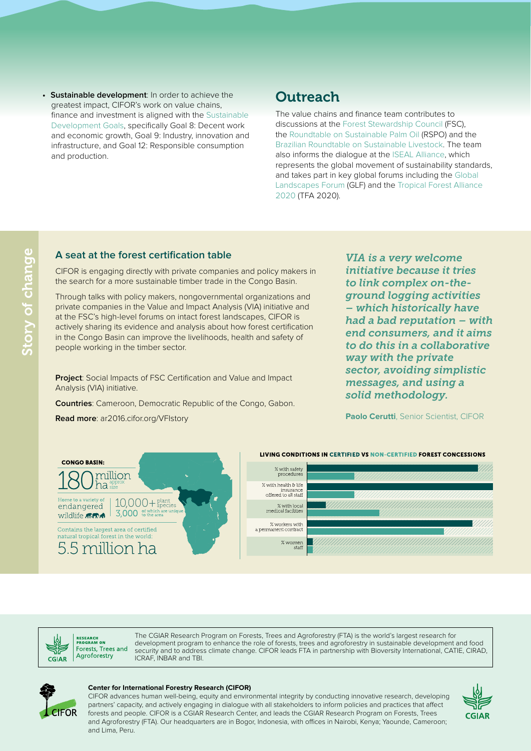- **Sustainable development**: In order to achieve the greatest impact, CIFOR's work on value chains, finance and investment is aligned with the Sustainable Development Goals, specifically Goal 8: Decent work and economic growth, Goal 9: Industry, innovation and infrastructure, and Goal 12: Responsible consumption and production.

## Outreach

The value chains and finance team contributes to discussions at the Forest Stewardship Council (FSC), the Roundtable on Sustainable Palm Oil (RSPO) and the Brazilian Roundtable on Sustainable Livestock. The team also informs the dialogue at the ISEAL Alliance, which represents the global movement of sustainability standards, and takes part in key global forums including the Global Landscapes Forum (GLF) and the Tropical Forest Alliance 2020 (TFA 2020).

Story of change

### A seat at the forest certification table

CIFOR is engaging directly with private companies and policy makers in the search for a more sustainable timber trade in the Congo Basin.

Through talks with policy makers, nongovernmental organizations and private companies in the Value and Impact Analysis (VIA) initiative and at the FSC's high-level forums on intact forest landscapes, CIFOR is actively sharing its evidence and analysis about how forest certification in the Congo Basin can improve the livelihoods, health and safety of people working in the timber sector.

**Project**: Social Impacts of FSC Certification and Value and Impact Analysis (VIA) initiative.

**Countries**: Cameroon, Democratic Republic of the Congo, Gabon.

**Read more**: ar2016.cifor.org/VFIstory

*VIA is a very welcome initiative because it tries to link complex on-the-ground logging activities – which historically have had a bad reputation – with end consumers, and it aims to do this in a collaborative way with the private sector, avoiding simplistic messages, and using a solid methodology.*

**Paolo Cerutti**, Senior Scientist, CIFOR

CONGO BASIN:

180 million ha approx size

Home to a variety of endangered wildlife

10,000+ plant species

3,000 of which are unique to the area

Contains the largest area of certified natural tropical forest in the world:

5.5 million ha

LIVING CONDITIONS IN CERTIFIED VS NON-CERTIFIED FOREST CONCESSIONS

% with safety procedures

% with health & life insurance offered to all staff

% with local medical facilities

% workers with a permanent contract

% women staff

The CGIAR Research Program on Forests, Trees and Agroforestry (FTA) is the world's largest research for development program to enhance the role of forests, trees and agroforestry in sustainable development and food security and to address climate change. CIFOR leads FTA in partnership with Bioversity International, CATIE, CIRAD, ICRAF, INBAR and TBI.

**Center for International Forestry Research (CIFOR)**

CIFOR advances human well-being, equity and environmental integrity by conducting innovative research, developing partners' capacity, and actively engaging in dialogue with all stakeholders to inform policies and practices that affect forests and people. CIFOR is a CGIAR Research Center, and leads the CGIAR Research Program on Forests, Trees and Agroforestry (FTA). Our headquarters are in Bogor, Indonesia, with offices in Nairobi, Kenya; Yaounde, Cameroon; and Lima, Peru.